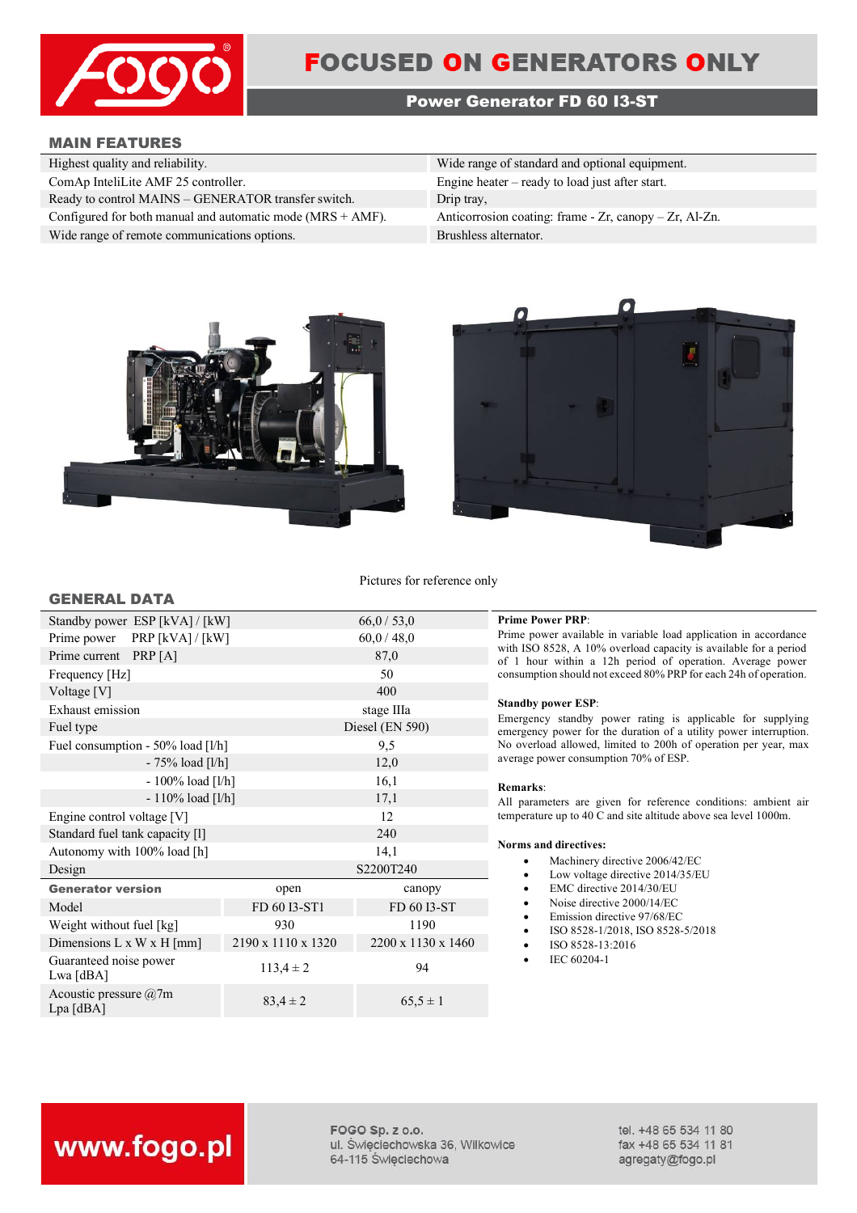# FOCUSED ON GENERATORS ONLY

## Power Generator FD 60 I3-ST

### MAIN FEATURES

| | |
|---|---|
| Highest quality and reliability. | Wide range of standard and optional equipment. |
| ComAp InteliLite AMF 25 controller. | Engine heater – ready to load just after start. |
| Ready to control MAINS – GENERATOR transfer switch. | Drip tray, |
| Configured for both manual and automatic mode (MRS + AMF). | Anticorrosion coating: frame - Zr, canopy – Zr, Al-Zn. |
| Wide range of remote communications options. | Brushless alternator. |

Pictures for reference only

### GENERAL DATA

| | | |
|---|---|---|
| Standby power ESP [kVA] / [kW] | 66,0 / 53,0 | |
| Prime power PRP [kVA] / [kW] | 60,0 / 48,0 | |
| Prime current PRP [A] | 87,0 | |
| Frequency [Hz] | 50 | |
| Voltage [V] | 400 | |
| Exhaust emission | stage IIIa | |
| Fuel type | Diesel (EN 590) | |
| Fuel consumption - 50% load [l/h] | 9,5 | |
| - 75% load [l/h] | 12,0 | |
| - 100% load [l/h] | 16,1 | |
| - 110% load [l/h] | 17,1 | |
| Engine control voltage [V] | 12 | |
| Standard fuel tank capacity [l] | 240 | |
| Autonomy with 100% load [h] | 14,1 | |
| Design | S2200T240 | |
| **Generator version** | open | canopy |
| Model | FD 60 I3-ST1 | FD 60 I3-ST |
| Weight without fuel [kg] | 930 | 1190 |
| Dimensions L x W x H [mm] | 2190 x 1110 x 1320 | 2200 x 1130 x 1460 |
| Guaranteed noise power Lwa [dBA] | 113,4 ± 2 | 94 |
| Acoustic pressure @7m Lpa [dBA] | 83,4 ± 2 | 65,5 ± 1 |

**Prime Power PRP**:
Prime power available in variable load application in accordance with ISO 8528, A 10% overload capacity is available for a period of 1 hour within a 12h period of operation. Average power consumption should not exceed 80% PRP for each 24h of operation.

**Standby power ESP**:
Emergency standby power rating is applicable for supplying emergency power for the duration of a utility power interruption. No overload allowed, limited to 200h of operation per year, max average power consumption 70% of ESP.

**Remarks**:
All parameters are given for reference conditions: ambient air temperature up to 40 C and site altitude above sea level 1000m.

**Norms and directives:**

- Machinery directive 2006/42/EC
- Low voltage directive 2014/35/EU
- EMC directive 2014/30/EU
- Noise directive 2000/14/EC
- Emission directive 97/68/EC
- ISO 8528-1/2018, ISO 8528-5/2018
- ISO 8528-13:2016
- IEC 60204-1

www.fogo.pl

FOGO Sp. z o.o.
ul. Święciechowska 36, Wilkowice
64-115 Święciechowa

tel. +48 65 534 11 80
fax +48 65 534 11 81
agregaty@fogo.pl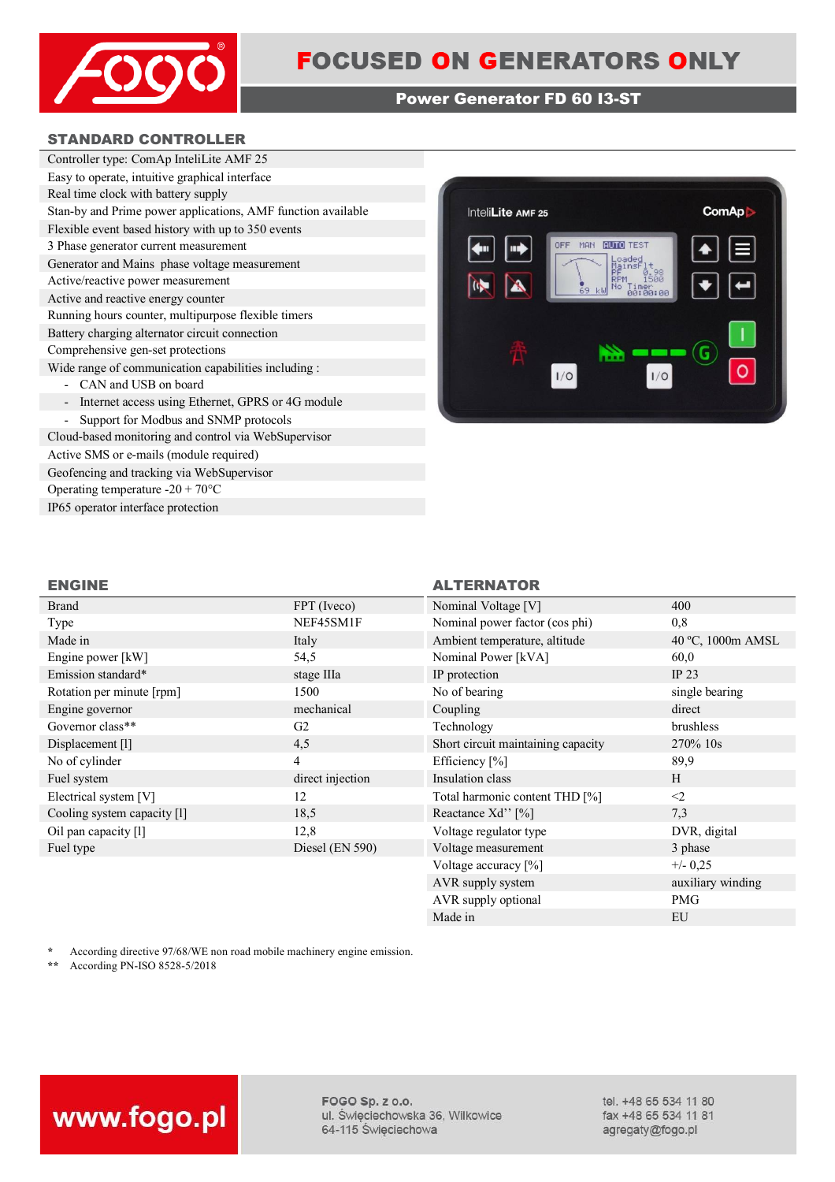# FOCUSED ON GENERATORS ONLY

## Power Generator FD 60 I3-ST

### STANDARD CONTROLLER

- Controller type: ComAp InteliLite AMF 25
- Easy to operate, intuitive graphical interface
- Real time clock with battery supply
- Stan-by and Prime power applications, AMF function available
- Flexible event based history with up to 350 events
- 3 Phase generator current measurement
- Generator and Mains phase voltage measurement
- Active/reactive power measurement
- Active and reactive energy counter
- Running hours counter, multipurpose flexible timers
- Battery charging alternator circuit connection
- Comprehensive gen-set protections
- Wide range of communication capabilities including :
  - CAN and USB on board
  - Internet access using Ethernet, GPRS or 4G module
  - Support for Modbus and SNMP protocols
- Cloud-based monitoring and control via WebSupervisor
- Active SMS or e-mails (module required)
- Geofencing and tracking via WebSupervisor
- Operating temperature -20 + 70°C
- IP65 operator interface protection

### ENGINE

| | |
|---|---|
| Brand | FPT (Iveco) |
| Type | NEF45SM1F |
| Made in | Italy |
| Engine power [kW] | 54,5 |
| Emission standard* | stage IIIa |
| Rotation per minute [rpm] | 1500 |
| Engine governor | mechanical |
| Governor class** | G2 |
| Displacement [l] | 4,5 |
| No of cylinder | 4 |
| Fuel system | direct injection |
| Electrical system [V] | 12 |
| Cooling system capacity [l] | 18,5 |
| Oil pan capacity [l] | 12,8 |
| Fuel type | Diesel (EN 590) |

### ALTERNATOR

| | |
|---|---|
| Nominal Voltage [V] | 400 |
| Nominal power factor (cos phi) | 0,8 |
| Ambient temperature, altitude | 40 ºC, 1000m AMSL |
| Nominal Power [kVA] | 60,0 |
| IP protection | IP 23 |
| No of bearing | single bearing |
| Coupling | direct |
| Technology | brushless |
| Short circuit maintaining capacity | 270% 10s |
| Efficiency [%] | 89,9 |
| Insulation class | H |
| Total harmonic content THD [%] | <2 |
| Reactance Xd'' [%] | 7,3 |
| Voltage regulator type | DVR, digital |
| Voltage measurement | 3 phase |
| Voltage accuracy [%] | +/- 0,25 |
| AVR supply system | auxiliary winding |
| AVR supply optional | PMG |
| Made in | EU |

\* According directive 97/68/WE non road mobile machinery engine emission.
\*\* According PN-ISO 8528-5/2018

www.fogo.pl

FOGO Sp. z o.o.
ul. Święciechowska 36, Wilkowice
64-115 Święciechowa

tel. +48 65 534 11 80
fax +48 65 534 11 81
agregaty@fogo.pl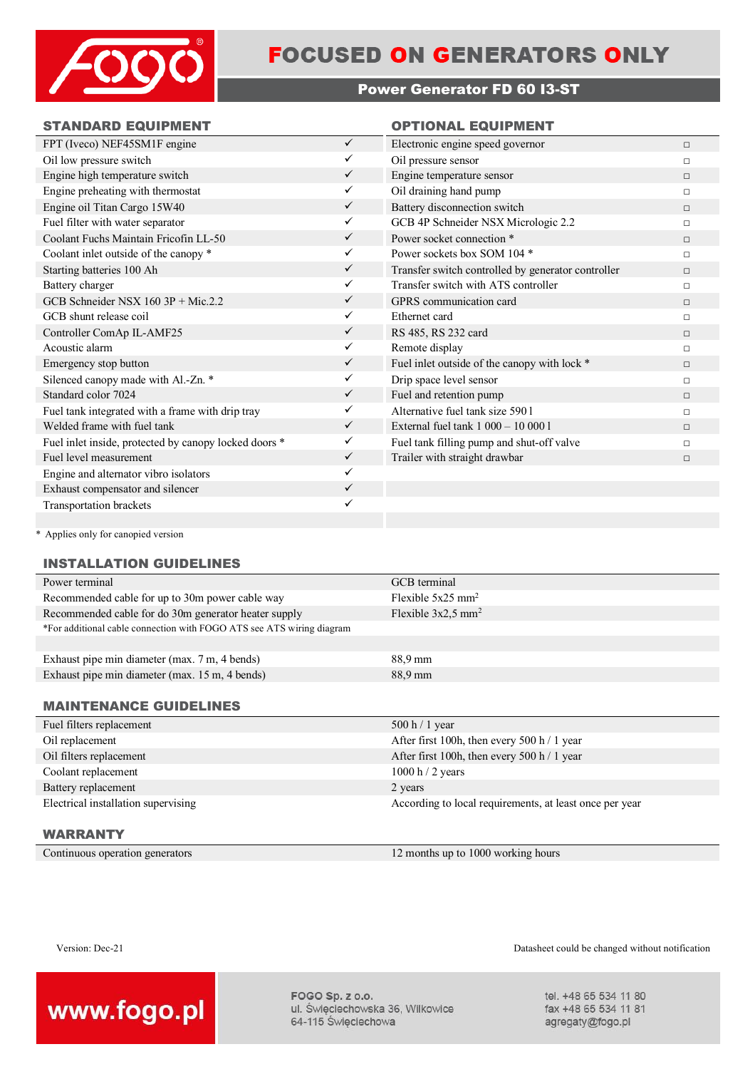# FOCUSED ON GENERATORS ONLY

## Power Generator FD 60 I3-ST

### STANDARD EQUIPMENT

| | |
|---|---|
| FPT (Iveco) NEF45SM1F engine | ✓ |
| Oil low pressure switch | ✓ |
| Engine high temperature switch | ✓ |
| Engine preheating with thermostat | ✓ |
| Engine oil Titan Cargo 15W40 | ✓ |
| Fuel filter with water separator | ✓ |
| Coolant Fuchs Maintain Fricofin LL-50 | ✓ |
| Coolant inlet outside of the canopy * | ✓ |
| Starting batteries 100 Ah | ✓ |
| Battery charger | ✓ |
| GCB Schneider NSX 160 3P + Mic.2.2 | ✓ |
| GCB shunt release coil | ✓ |
| Controller ComAp IL-AMF25 | ✓ |
| Acoustic alarm | ✓ |
| Emergency stop button | ✓ |
| Silenced canopy made with Al.-Zn. * | ✓ |
| Standard color 7024 | ✓ |
| Fuel tank integrated with a frame with drip tray | ✓ |
| Welded frame with fuel tank | ✓ |
| Fuel inlet inside, protected by canopy locked doors * | ✓ |
| Fuel level measurement | ✓ |
| Engine and alternator vibro isolators | ✓ |
| Exhaust compensator and silencer | ✓ |
| Transportation brackets | ✓ |

### OPTIONAL EQUIPMENT

| | |
|---|---|
| Electronic engine speed governor | □ |
| Oil pressure sensor | □ |
| Engine temperature sensor | □ |
| Oil draining hand pump | □ |
| Battery disconnection switch | □ |
| GCB 4P Schneider NSX Micrologic 2.2 | □ |
| Power socket connection * | □ |
| Power sockets box SOM 104 * | □ |
| Transfer switch controlled by generator controller | □ |
| Transfer switch with ATS controller | □ |
| GPRS communication card | □ |
| Ethernet card | □ |
| RS 485, RS 232 card | □ |
| Remote display | □ |
| Fuel inlet outside of the canopy with lock * | □ |
| Drip space level sensor | □ |
| Fuel and retention pump | □ |
| Alternative fuel tank size 590 l | □ |
| External fuel tank 1 000 – 10 000 l | □ |
| Fuel tank filling pump and shut-off valve | □ |
| Trailer with straight drawbar | □ |

\* Applies only for canopied version

### INSTALLATION GUIDELINES

| | |
|---|---|
| Power terminal | GCB terminal |
| Recommended cable for up to 30m power cable way | Flexible 5x25 mm$^2$ |
| Recommended cable for do 30m generator heater supply | Flexible 3x2,5 mm$^2$ |
| *For additional cable connection with FOGO ATS see ATS wiring diagram | |
| | |
| Exhaust pipe min diameter (max. 7 m, 4 bends) | 88,9 mm |
| Exhaust pipe min diameter (max. 15 m, 4 bends) | 88,9 mm |

### MAINTENANCE GUIDELINES

| | |
|---|---|
| Fuel filters replacement | 500 h / 1 year |
| Oil replacement | After first 100h, then every 500 h / 1 year |
| Oil filters replacement | After first 100h, then every 500 h / 1 year |
| Coolant replacement | 1000 h / 2 years |
| Battery replacement | 2 years |
| Electrical installation supervising | According to local requirements, at least once per year |

### WARRANTY

| | |
|---|---|
| Continuous operation generators | 12 months up to 1000 working hours |

Version: Dec-21

Datasheet could be changed without notification

www.fogo.pl

FOGO Sp. z o.o.
ul. Święciechowska 36, Wilkowice
64-115 Święciechowa

tel. +48 65 534 11 80
fax +48 65 534 11 81
agregaty@fogo.pl